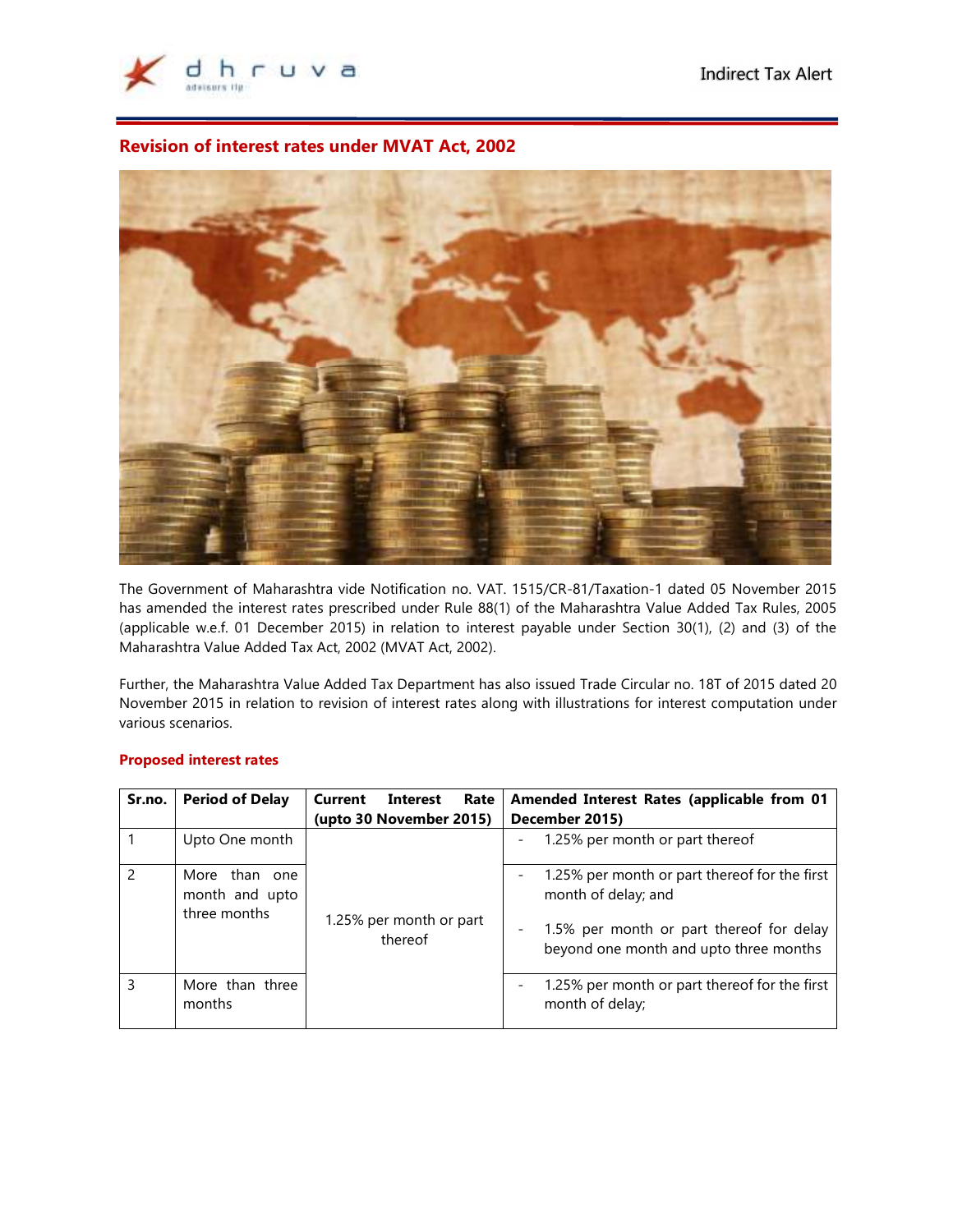## Revision of interest rates under MVAT Act, 2002

The Government of Maharashtra vide Notification no. VAT. 1515/CR-81/Taxation-1 dated 05 November 2015 has amended the interest rates prescribed under Rule 88(1) of the Maharashtra Value Added Tax Rules, 2005 (applicable w.e.f. 01 December 2015) in relation to interest payable under Section 30(1), (2) and (3) of the Maharashtra Value Added Tax Act, 2002 (MVAT Act, 2002).

Further, the Maharashtra Value Added Tax Department has also issued Trade Circular no. 18T of 2015 dated 20 November 2015 in relation to revision of interest rates along with illustrations for interest computation under various scenarios.

### Proposed interest rates

| Sr.no. | Period of Delay | Current Interest Rate (upto 30 November 2015) | Amended Interest Rates (applicable from 01 December 2015) |
|---|---|---|---|
| 1 | Upto One month | 1.25% per month or part thereof | - 1.25% per month or part thereof |
| 2 | More than one month and upto three months | | - 1.25% per month or part thereof for the first month of delay; and<br>- 1.5% per month or part thereof for delay beyond one month and upto three months |
| 3 | More than three months | | - 1.25% per month or part thereof for the first month of delay; |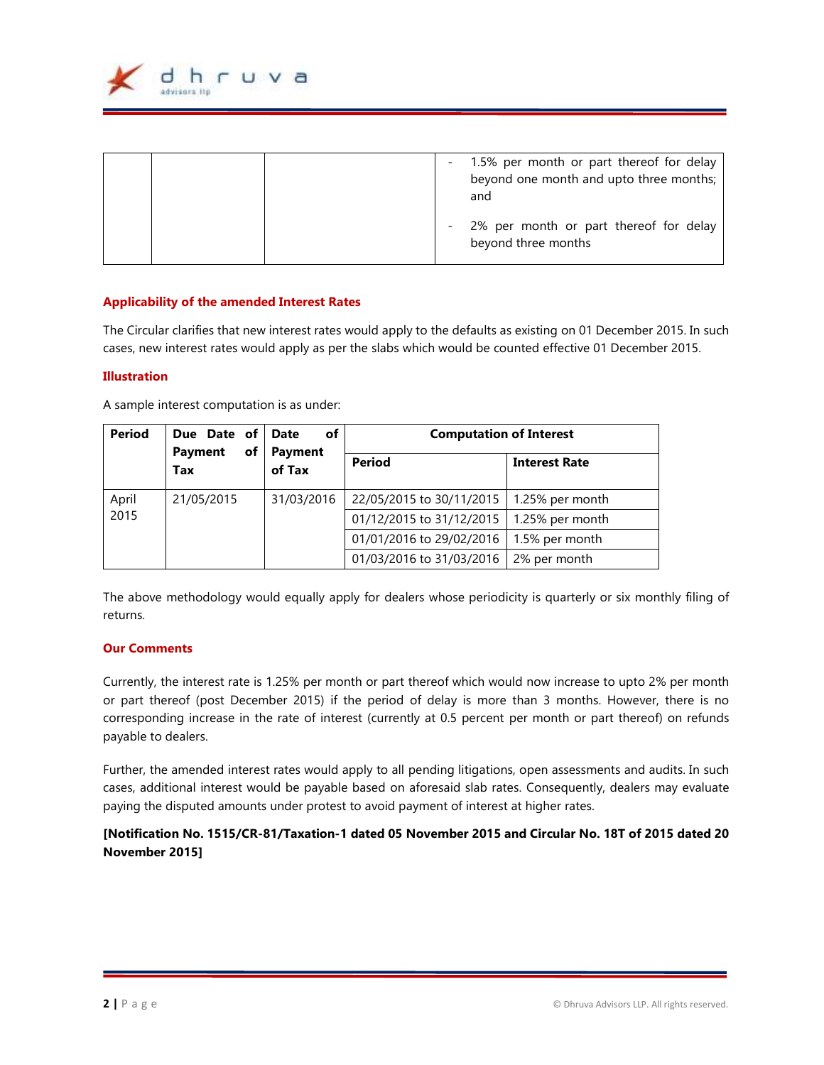| | | | - 1.5% per month or part thereof for delay beyond one month and upto three months; and<br>- 2% per month or part thereof for delay beyond three months |
|---|---|---|---|

**Applicability of the amended Interest Rates**

The Circular clarifies that new interest rates would apply to the defaults as existing on 01 December 2015. In such cases, new interest rates would apply as per the slabs which would be counted effective 01 December 2015.

**Illustration**

A sample interest computation is as under:

| Period | Due Date of Payment of Tax | Date of Payment of Tax | Computation of Interest | |
|---|---|---|---|---|
| | | | **Period** | **Interest Rate** |
| April 2015 | 21/05/2015 | 31/03/2016 | 22/05/2015 to 30/11/2015 | 1.25% per month |
| | | | 01/12/2015 to 31/12/2015 | 1.25% per month |
| | | | 01/01/2016 to 29/02/2016 | 1.5% per month |
| | | | 01/03/2016 to 31/03/2016 | 2% per month |

The above methodology would equally apply for dealers whose periodicity is quarterly or six monthly filing of returns.

**Our Comments**

Currently, the interest rate is 1.25% per month or part thereof which would now increase to upto 2% per month or part thereof (post December 2015) if the period of delay is more than 3 months. However, there is no corresponding increase in the rate of interest (currently at 0.5 percent per month or part thereof) on refunds payable to dealers.

Further, the amended interest rates would apply to all pending litigations, open assessments and audits. In such cases, additional interest would be payable based on aforesaid slab rates. Consequently, dealers may evaluate paying the disputed amounts under protest to avoid payment of interest at higher rates.

**[Notification No. 1515/CR-81/Taxation-1 dated 05 November 2015 and Circular No. 18T of 2015 dated 20 November 2015]**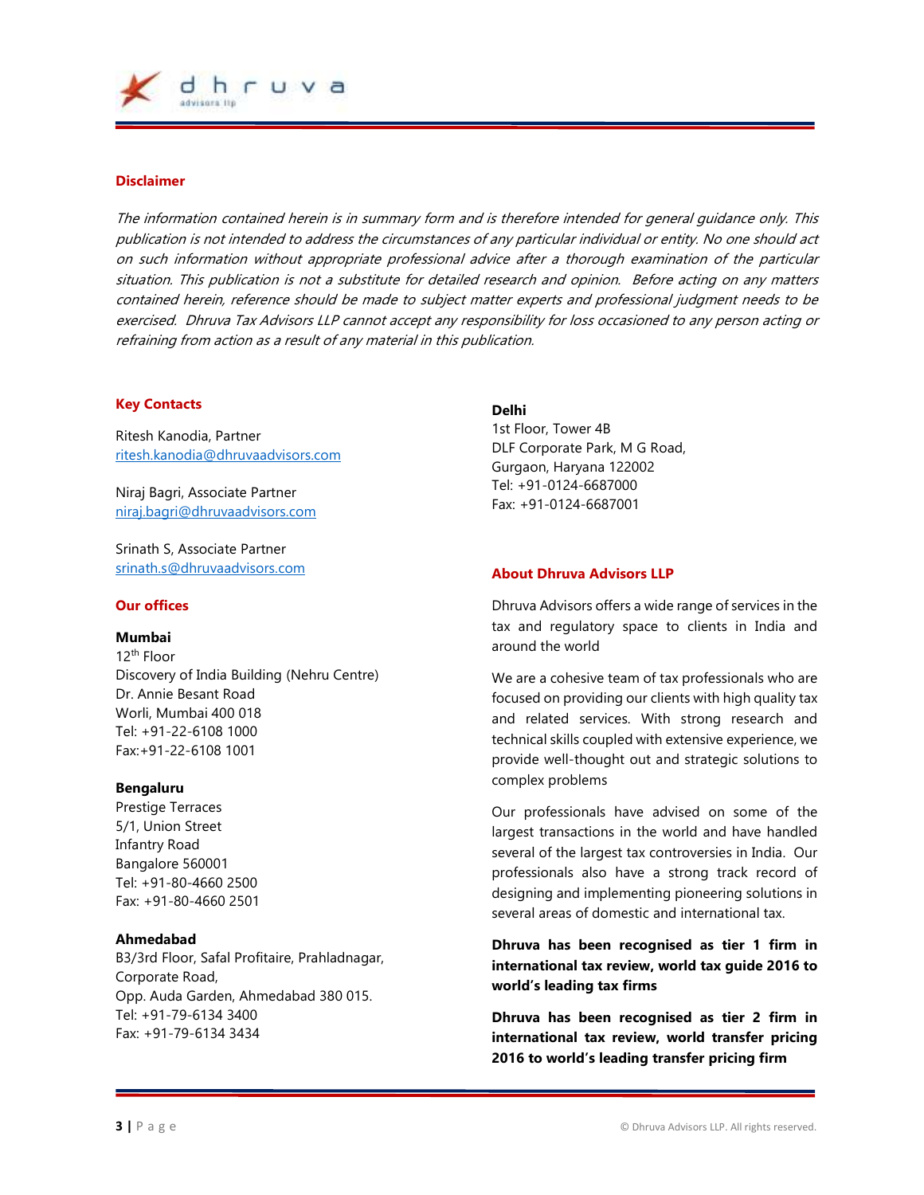## Disclaimer

*The information contained herein is in summary form and is therefore intended for general guidance only. This publication is not intended to address the circumstances of any particular individual or entity. No one should act on such information without appropriate professional advice after a thorough examination of the particular situation. This publication is not a substitute for detailed research and opinion. Before acting on any matters contained herein, reference should be made to subject matter experts and professional judgment needs to be exercised. Dhruva Tax Advisors LLP cannot accept any responsibility for loss occasioned to any person acting or refraining from action as a result of any material in this publication.*

## Key Contacts

Ritesh Kanodia, Partner
ritesh.kanodia@dhruvaadvisors.com

Niraj Bagri, Associate Partner
niraj.bagri@dhruvaadvisors.com

Srinath S, Associate Partner
srinath.s@dhruvaadvisors.com

## Our offices

**Mumbai**
12th Floor
Discovery of India Building (Nehru Centre)
Dr. Annie Besant Road
Worli, Mumbai 400 018
Tel: +91-22-6108 1000
Fax:+91-22-6108 1001

**Bengaluru**
Prestige Terraces
5/1, Union Street
Infantry Road
Bangalore 560001
Tel: +91-80-4660 2500
Fax: +91-80-4660 2501

**Ahmedabad**
B3/3rd Floor, Safal Profitaire, Prahladnagar,
Corporate Road,
Opp. Auda Garden, Ahmedabad 380 015.
Tel: +91-79-6134 3400
Fax: +91-79-6134 3434

**Delhi**
1st Floor, Tower 4B
DLF Corporate Park, M G Road,
Gurgaon, Haryana 122002
Tel: +91-0124-6687000
Fax: +91-0124-6687001

## About Dhruva Advisors LLP

Dhruva Advisors offers a wide range of services in the tax and regulatory space to clients in India and around the world

We are a cohesive team of tax professionals who are focused on providing our clients with high quality tax and related services. With strong research and technical skills coupled with extensive experience, we provide well-thought out and strategic solutions to complex problems

Our professionals have advised on some of the largest transactions in the world and have handled several of the largest tax controversies in India. Our professionals also have a strong track record of designing and implementing pioneering solutions in several areas of domestic and international tax.

**Dhruva has been recognised as tier 1 firm in international tax review, world tax guide 2016 to world's leading tax firms**

**Dhruva has been recognised as tier 2 firm in international tax review, world transfer pricing 2016 to world's leading transfer pricing firm**